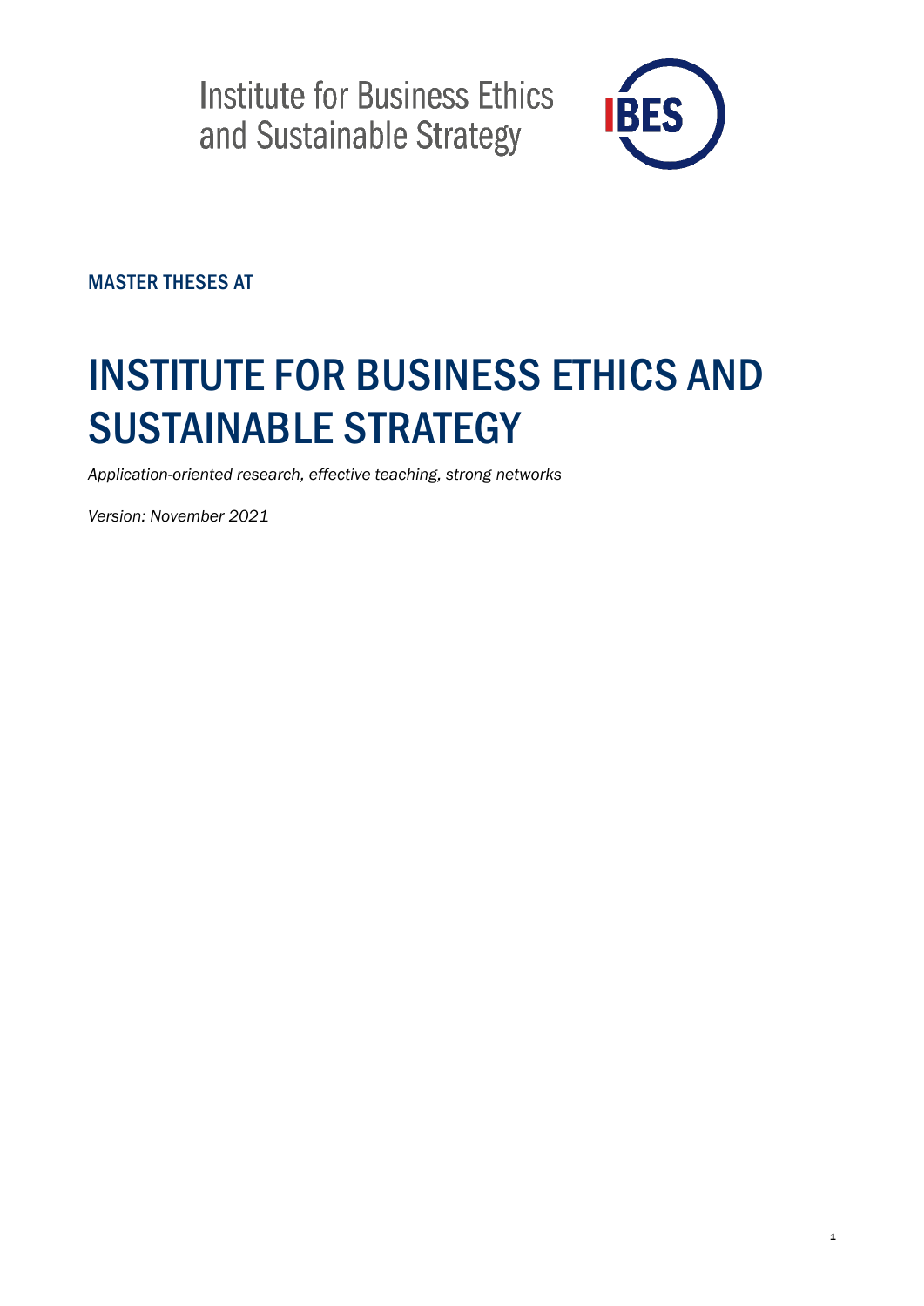Institute for Business Ethics and Sustainable Strategy

IBES

MASTER THESES AT

# INSTITUTE FOR BUSINESS ETHICS AND SUSTAINABLE STRATEGY

*Application-oriented research, effective teaching, strong networks*

*Version: November 2021*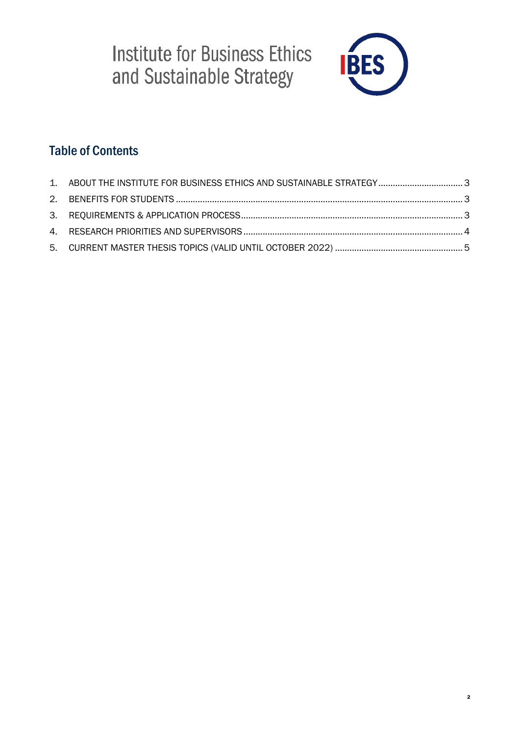Institute for Business Ethics and Sustainable Strategy

IBES

## Table of Contents

1. ABOUT THE INSTITUTE FOR BUSINESS ETHICS AND SUSTAINABLE STRATEGY .......... 3
2. BENEFITS FOR STUDENTS .......... 3
3. REQUIREMENTS & APPLICATION PROCESS .......... 3
4. RESEARCH PRIORITIES AND SUPERVISORS .......... 4
5. CURRENT MASTER THESIS TOPICS (VALID UNTIL OCTOBER 2022) .......... 5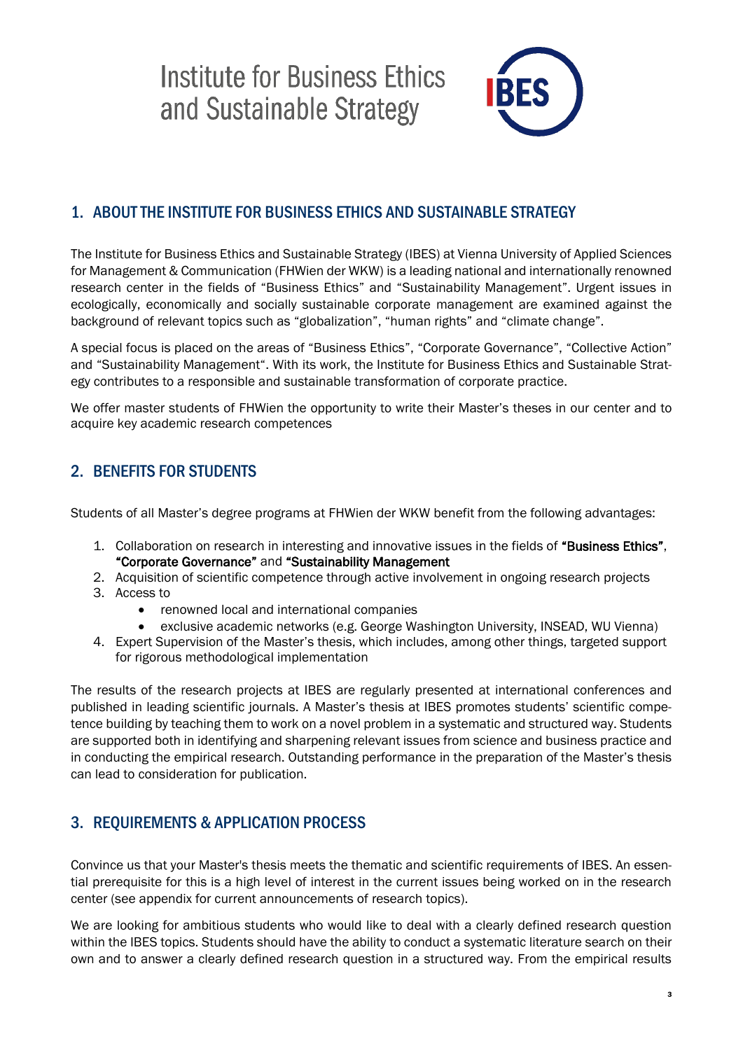# Institute for Business Ethics and Sustainable Strategy

## 1. ABOUT THE INSTITUTE FOR BUSINESS ETHICS AND SUSTAINABLE STRATEGY

The Institute for Business Ethics and Sustainable Strategy (IBES) at Vienna University of Applied Sciences for Management & Communication (FHWien der WKW) is a leading national and internationally renowned research center in the fields of "Business Ethics" and "Sustainability Management". Urgent issues in ecologically, economically and socially sustainable corporate management are examined against the background of relevant topics such as "globalization", "human rights" and "climate change".

A special focus is placed on the areas of "Business Ethics", "Corporate Governance", "Collective Action" and "Sustainability Management". With its work, the Institute for Business Ethics and Sustainable Strategy contributes to a responsible and sustainable transformation of corporate practice.

We offer master students of FHWien the opportunity to write their Master's theses in our center and to acquire key academic research competences

## 2. BENEFITS FOR STUDENTS

Students of all Master's degree programs at FHWien der WKW benefit from the following advantages:

1. Collaboration on research in interesting and innovative issues in the fields of **"Business Ethics"**, **"Corporate Governance"** and **"Sustainability Management**
2. Acquisition of scientific competence through active involvement in ongoing research projects
3. Access to
   - renowned local and international companies
   - exclusive academic networks (e.g. George Washington University, INSEAD, WU Vienna)
4. Expert Supervision of the Master's thesis, which includes, among other things, targeted support for rigorous methodological implementation

The results of the research projects at IBES are regularly presented at international conferences and published in leading scientific journals. A Master's thesis at IBES promotes students' scientific competence building by teaching them to work on a novel problem in a systematic and structured way. Students are supported both in identifying and sharpening relevant issues from science and business practice and in conducting the empirical research. Outstanding performance in the preparation of the Master's thesis can lead to consideration for publication.

## 3. REQUIREMENTS & APPLICATION PROCESS

Convince us that your Master's thesis meets the thematic and scientific requirements of IBES. An essential prerequisite for this is a high level of interest in the current issues being worked on in the research center (see appendix for current announcements of research topics).

We are looking for ambitious students who would like to deal with a clearly defined research question within the IBES topics. Students should have the ability to conduct a systematic literature search on their own and to answer a clearly defined research question in a structured way. From the empirical results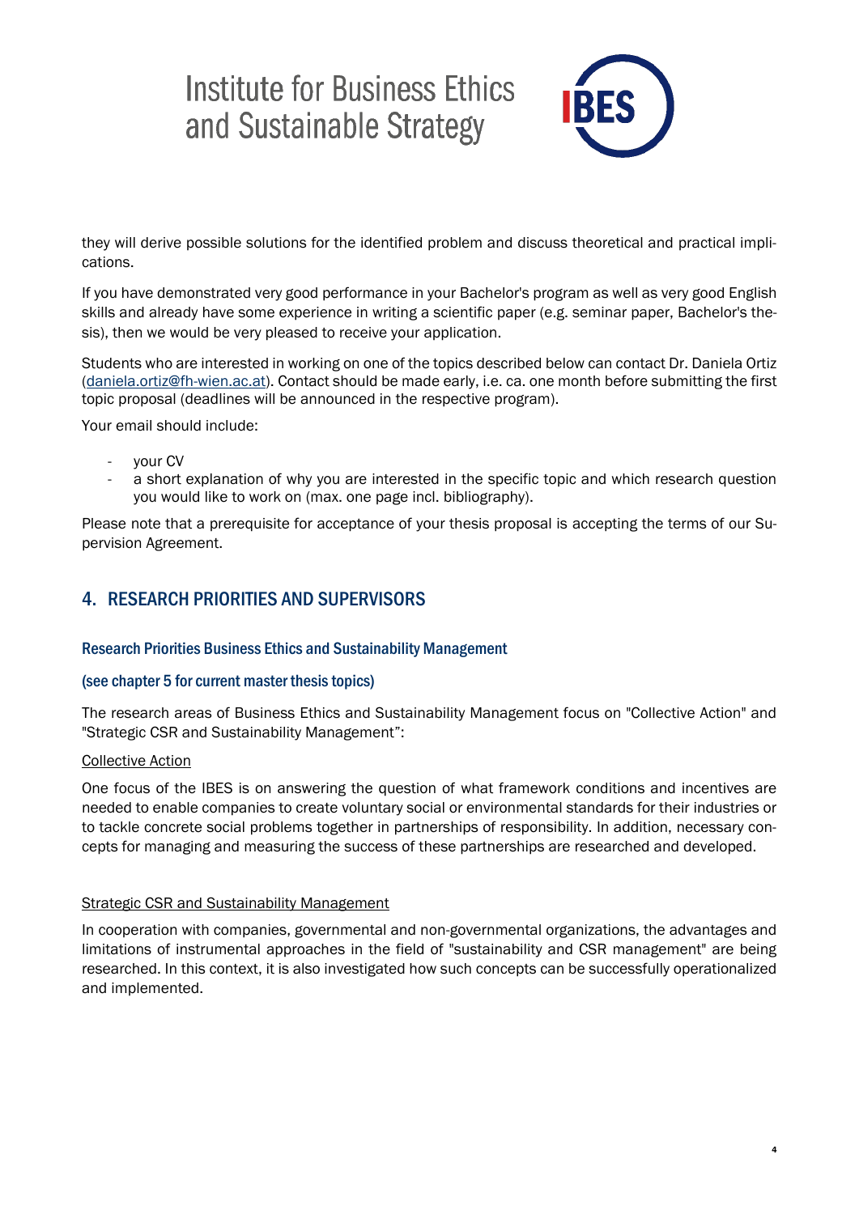they will derive possible solutions for the identified problem and discuss theoretical and practical implications.

If you have demonstrated very good performance in your Bachelor's program as well as very good English skills and already have some experience in writing a scientific paper (e.g. seminar paper, Bachelor's thesis), then we would be very pleased to receive your application.

Students who are interested in working on one of the topics described below can contact Dr. Daniela Ortiz (daniela.ortiz@fh-wien.ac.at). Contact should be made early, i.e. ca. one month before submitting the first topic proposal (deadlines will be announced in the respective program).

Your email should include:

- your CV
- a short explanation of why you are interested in the specific topic and which research question you would like to work on (max. one page incl. bibliography).

Please note that a prerequisite for acceptance of your thesis proposal is accepting the terms of our Supervision Agreement.

## 4. RESEARCH PRIORITIES AND SUPERVISORS

### Research Priorities Business Ethics and Sustainability Management

### (see chapter 5 for current master thesis topics)

The research areas of Business Ethics and Sustainability Management focus on "Collective Action" and "Strategic CSR and Sustainability Management":

Collective Action

One focus of the IBES is on answering the question of what framework conditions and incentives are needed to enable companies to create voluntary social or environmental standards for their industries or to tackle concrete social problems together in partnerships of responsibility. In addition, necessary concepts for managing and measuring the success of these partnerships are researched and developed.

Strategic CSR and Sustainability Management

In cooperation with companies, governmental and non-governmental organizations, the advantages and limitations of instrumental approaches in the field of "sustainability and CSR management" are being researched. In this context, it is also investigated how such concepts can be successfully operationalized and implemented.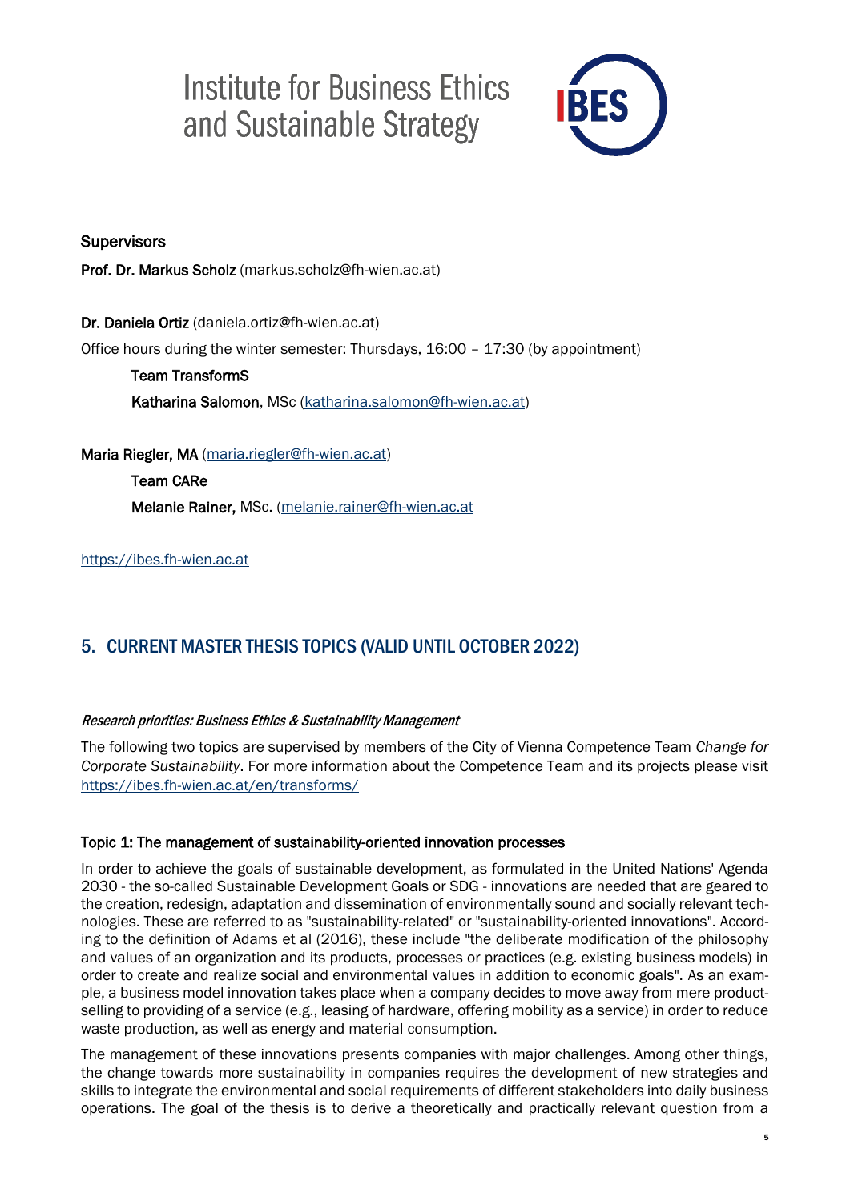Institute for Business Ethics and Sustainable Strategy

IBES

**Supervisors**

**Prof. Dr. Markus Scholz** (markus.scholz@fh-wien.ac.at)

**Dr. Daniela Ortiz** (daniela.ortiz@fh-wien.ac.at)

Office hours during the winter semester: Thursdays, 16:00 – 17:30 (by appointment)

**Team TransformS**

**Katharina Salomon**, MSc (katharina.salomon@fh-wien.ac.at)

**Maria Riegler, MA** (maria.riegler@fh-wien.ac.at)

**Team CARe**

**Melanie Rainer,** MSc. (melanie.rainer@fh-wien.ac.at

https://ibes.fh-wien.ac.at

## 5. CURRENT MASTER THESIS TOPICS (VALID UNTIL OCTOBER 2022)

***Research priorities: Business Ethics & Sustainability Management***

The following two topics are supervised by members of the City of Vienna Competence Team *Change for Corporate Sustainability*. For more information about the Competence Team and its projects please visit https://ibes.fh-wien.ac.at/en/transforms/

**Topic 1: The management of sustainability-oriented innovation processes**

In order to achieve the goals of sustainable development, as formulated in the United Nations' Agenda 2030 - the so-called Sustainable Development Goals or SDG - innovations are needed that are geared to the creation, redesign, adaptation and dissemination of environmentally sound and socially relevant technologies. These are referred to as "sustainability-related" or "sustainability-oriented innovations". According to the definition of Adams et al (2016), these include "the deliberate modification of the philosophy and values of an organization and its products, processes or practices (e.g. existing business models) in order to create and realize social and environmental values in addition to economic goals". As an example, a business model innovation takes place when a company decides to move away from mere product-selling to providing of a service (e.g., leasing of hardware, offering mobility as a service) in order to reduce waste production, as well as energy and material consumption.

The management of these innovations presents companies with major challenges. Among other things, the change towards more sustainability in companies requires the development of new strategies and skills to integrate the environmental and social requirements of different stakeholders into daily business operations. The goal of the thesis is to derive a theoretically and practically relevant question from a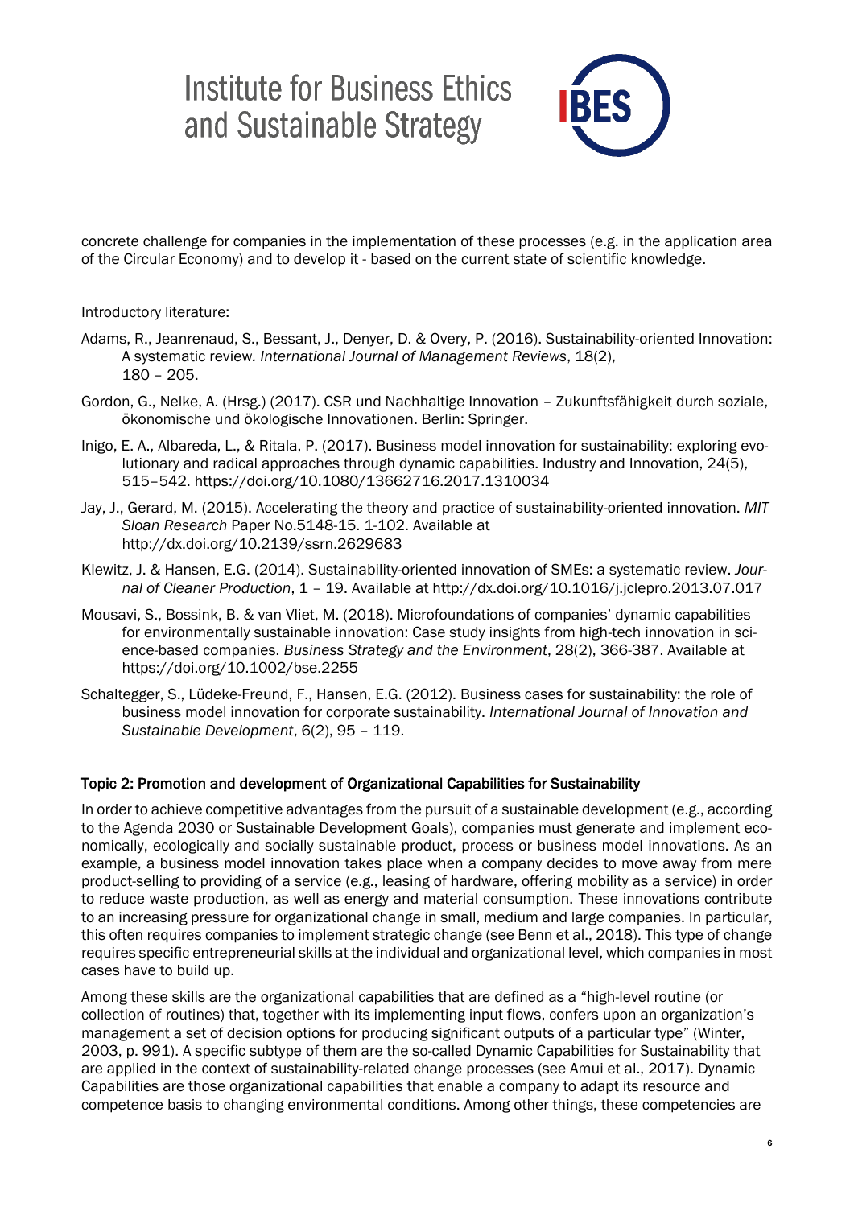concrete challenge for companies in the implementation of these processes (e.g. in the application area of the Circular Economy) and to develop it - based on the current state of scientific knowledge.

Introductory literature:

Adams, R., Jeanrenaud, S., Bessant, J., Denyer, D. & Overy, P. (2016). Sustainability-oriented Innovation: A systematic review. *International Journal of Management Reviews*, 18(2), 180 – 205.

Gordon, G., Nelke, A. (Hrsg.) (2017). CSR und Nachhaltige Innovation – Zukunftsfähigkeit durch soziale, ökonomische und ökologische Innovationen. Berlin: Springer.

Inigo, E. A., Albareda, L., & Ritala, P. (2017). Business model innovation for sustainability: exploring evolutionary and radical approaches through dynamic capabilities. Industry and Innovation, 24(5), 515–542. https://doi.org/10.1080/13662716.2017.1310034

Jay, J., Gerard, M. (2015). Accelerating the theory and practice of sustainability-oriented innovation. *MIT Sloan Research* Paper No.5148-15. 1-102. Available at http://dx.doi.org/10.2139/ssrn.2629683

Klewitz, J. & Hansen, E.G. (2014). Sustainability-oriented innovation of SMEs: a systematic review. *Journal of Cleaner Production*, 1 – 19. Available at http://dx.doi.org/10.1016/j.jclepro.2013.07.017

Mousavi, S., Bossink, B. & van Vliet, M. (2018). Microfoundations of companies' dynamic capabilities for environmentally sustainable innovation: Case study insights from high-tech innovation in science-based companies. *Business Strategy and the Environment*, 28(2), 366-387. Available at https://doi.org/10.1002/bse.2255

Schaltegger, S., Lüdeke-Freund, F., Hansen, E.G. (2012). Business cases for sustainability: the role of business model innovation for corporate sustainability. *International Journal of Innovation and Sustainable Development*, 6(2), 95 – 119.

### Topic 2: Promotion and development of Organizational Capabilities for Sustainability

In order to achieve competitive advantages from the pursuit of a sustainable development (e.g., according to the Agenda 2030 or Sustainable Development Goals), companies must generate and implement economically, ecologically and socially sustainable product, process or business model innovations. As an example, a business model innovation takes place when a company decides to move away from mere product-selling to providing of a service (e.g., leasing of hardware, offering mobility as a service) in order to reduce waste production, as well as energy and material consumption. These innovations contribute to an increasing pressure for organizational change in small, medium and large companies. In particular, this often requires companies to implement strategic change (see Benn et al., 2018). This type of change requires specific entrepreneurial skills at the individual and organizational level, which companies in most cases have to build up.

Among these skills are the organizational capabilities that are defined as a "high-level routine (or collection of routines) that, together with its implementing input flows, confers upon an organization's management a set of decision options for producing significant outputs of a particular type" (Winter, 2003, p. 991). A specific subtype of them are the so-called Dynamic Capabilities for Sustainability that are applied in the context of sustainability-related change processes (see Amui et al., 2017). Dynamic Capabilities are those organizational capabilities that enable a company to adapt its resource and competence basis to changing environmental conditions. Among other things, these competencies are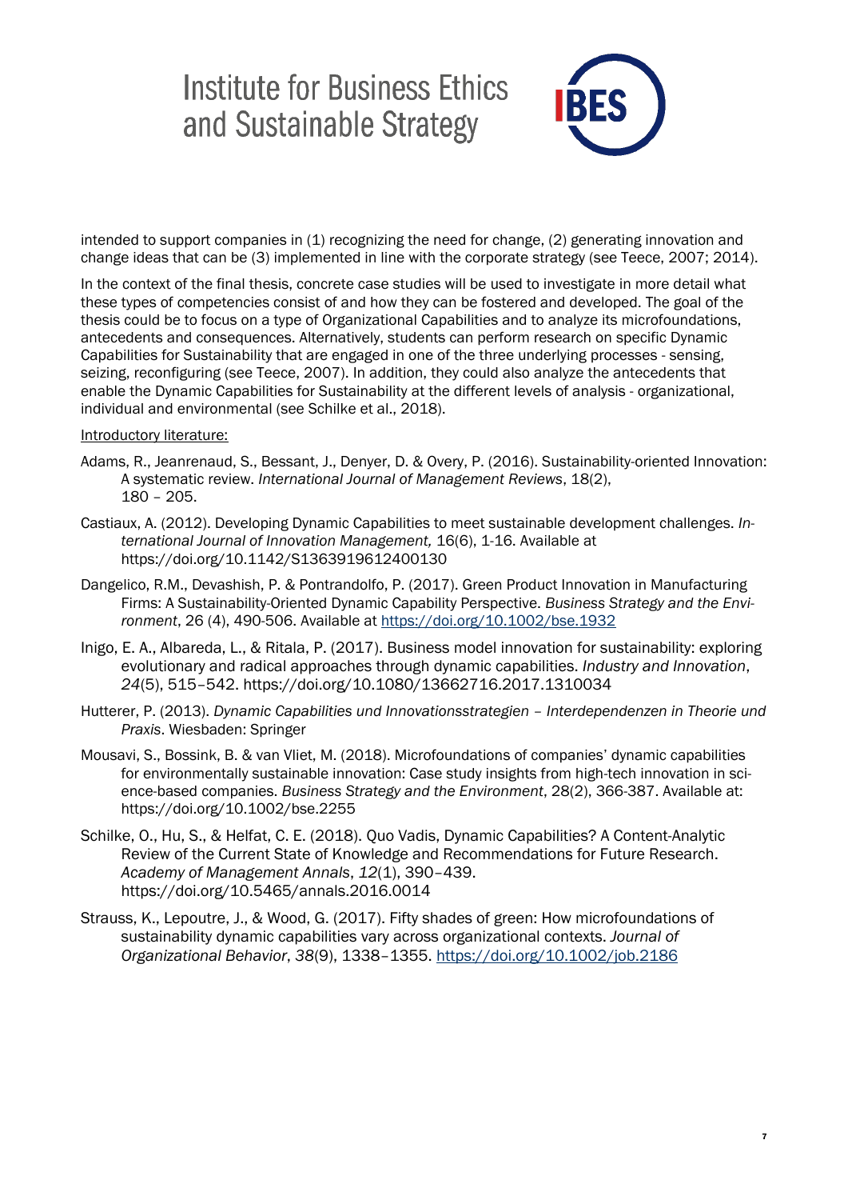intended to support companies in (1) recognizing the need for change, (2) generating innovation and change ideas that can be (3) implemented in line with the corporate strategy (see Teece, 2007; 2014).

In the context of the final thesis, concrete case studies will be used to investigate in more detail what these types of competencies consist of and how they can be fostered and developed. The goal of the thesis could be to focus on a type of Organizational Capabilities and to analyze its microfoundations, antecedents and consequences. Alternatively, students can perform research on specific Dynamic Capabilities for Sustainability that are engaged in one of the three underlying processes - sensing, seizing, reconfiguring (see Teece, 2007). In addition, they could also analyze the antecedents that enable the Dynamic Capabilities for Sustainability at the different levels of analysis - organizational, individual and environmental (see Schilke et al., 2018).

Introductory literature:

Adams, R., Jeanrenaud, S., Bessant, J., Denyer, D. & Overy, P. (2016). Sustainability-oriented Innovation: A systematic review. *International Journal of Management Reviews*, 18(2), 180 – 205.

Castiaux, A. (2012). Developing Dynamic Capabilities to meet sustainable development challenges. *International Journal of Innovation Management,* 16(6), 1-16. Available at https://doi.org/10.1142/S1363919612400130

Dangelico, R.M., Devashish, P. & Pontrandolfo, P. (2017). Green Product Innovation in Manufacturing Firms: A Sustainability-Oriented Dynamic Capability Perspective. *Business Strategy and the Environment*, 26 (4), 490-506. Available at https://doi.org/10.1002/bse.1932

Inigo, E. A., Albareda, L., & Ritala, P. (2017). Business model innovation for sustainability: exploring evolutionary and radical approaches through dynamic capabilities. *Industry and Innovation*, *24*(5), 515–542. https://doi.org/10.1080/13662716.2017.1310034

Hutterer, P. (2013). *Dynamic Capabilities und Innovationsstrategien – Interdependenzen in Theorie und Praxis*. Wiesbaden: Springer

Mousavi, S., Bossink, B. & van Vliet, M. (2018). Microfoundations of companies' dynamic capabilities for environmentally sustainable innovation: Case study insights from high-tech innovation in science-based companies. *Business Strategy and the Environment*, 28(2), 366-387. Available at: https://doi.org/10.1002/bse.2255

Schilke, O., Hu, S., & Helfat, C. E. (2018). Quo Vadis, Dynamic Capabilities? A Content-Analytic Review of the Current State of Knowledge and Recommendations for Future Research. *Academy of Management Annals*, *12*(1), 390–439. https://doi.org/10.5465/annals.2016.0014

Strauss, K., Lepoutre, J., & Wood, G. (2017). Fifty shades of green: How microfoundations of sustainability dynamic capabilities vary across organizational contexts. *Journal of Organizational Behavior*, *38*(9), 1338–1355. https://doi.org/10.1002/job.2186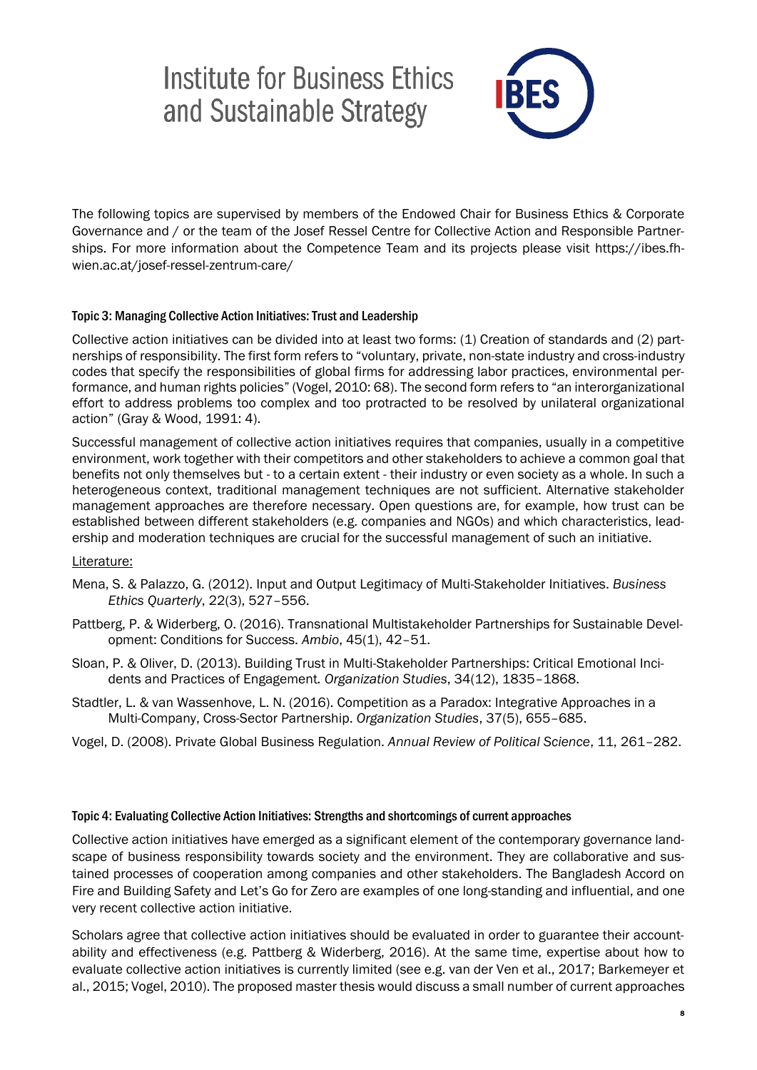# Institute for Business Ethics and Sustainable Strategy

IBES

The following topics are supervised by members of the Endowed Chair for Business Ethics & Corporate Governance and / or the team of the Josef Ressel Centre for Collective Action and Responsible Partnerships. For more information about the Competence Team and its projects please visit https://ibes.fh-wien.ac.at/josef-ressel-zentrum-care/

## Topic 3: Managing Collective Action Initiatives: Trust and Leadership

Collective action initiatives can be divided into at least two forms: (1) Creation of standards and (2) partnerships of responsibility. The first form refers to "voluntary, private, non-state industry and cross-industry codes that specify the responsibilities of global firms for addressing labor practices, environmental performance, and human rights policies" (Vogel, 2010: 68). The second form refers to "an interorganizational effort to address problems too complex and too protracted to be resolved by unilateral organizational action" (Gray & Wood, 1991: 4).

Successful management of collective action initiatives requires that companies, usually in a competitive environment, work together with their competitors and other stakeholders to achieve a common goal that benefits not only themselves but - to a certain extent - their industry or even society as a whole. In such a heterogeneous context, traditional management techniques are not sufficient. Alternative stakeholder management approaches are therefore necessary. Open questions are, for example, how trust can be established between different stakeholders (e.g. companies and NGOs) and which characteristics, leadership and moderation techniques are crucial for the successful management of such an initiative.

Literature:

Mena, S. & Palazzo, G. (2012). Input and Output Legitimacy of Multi-Stakeholder Initiatives. *Business Ethics Quarterly*, 22(3), 527–556.

Pattberg, P. & Widerberg, O. (2016). Transnational Multistakeholder Partnerships for Sustainable Development: Conditions for Success. *Ambio*, 45(1), 42–51.

Sloan, P. & Oliver, D. (2013). Building Trust in Multi-Stakeholder Partnerships: Critical Emotional Incidents and Practices of Engagement. *Organization Studies*, 34(12), 1835–1868.

Stadtler, L. & van Wassenhove, L. N. (2016). Competition as a Paradox: Integrative Approaches in a Multi-Company, Cross-Sector Partnership. *Organization Studies*, 37(5), 655–685.

Vogel, D. (2008). Private Global Business Regulation. *Annual Review of Political Science*, 11, 261–282.

## Topic 4: Evaluating Collective Action Initiatives: Strengths and shortcomings of current approaches

Collective action initiatives have emerged as a significant element of the contemporary governance landscape of business responsibility towards society and the environment. They are collaborative and sustained processes of cooperation among companies and other stakeholders. The Bangladesh Accord on Fire and Building Safety and Let's Go for Zero are examples of one long-standing and influential, and one very recent collective action initiative.

Scholars agree that collective action initiatives should be evaluated in order to guarantee their accountability and effectiveness (e.g. Pattberg & Widerberg, 2016). At the same time, expertise about how to evaluate collective action initiatives is currently limited (see e.g. van der Ven et al., 2017; Barkemeyer et al., 2015; Vogel, 2010). The proposed master thesis would discuss a small number of current approaches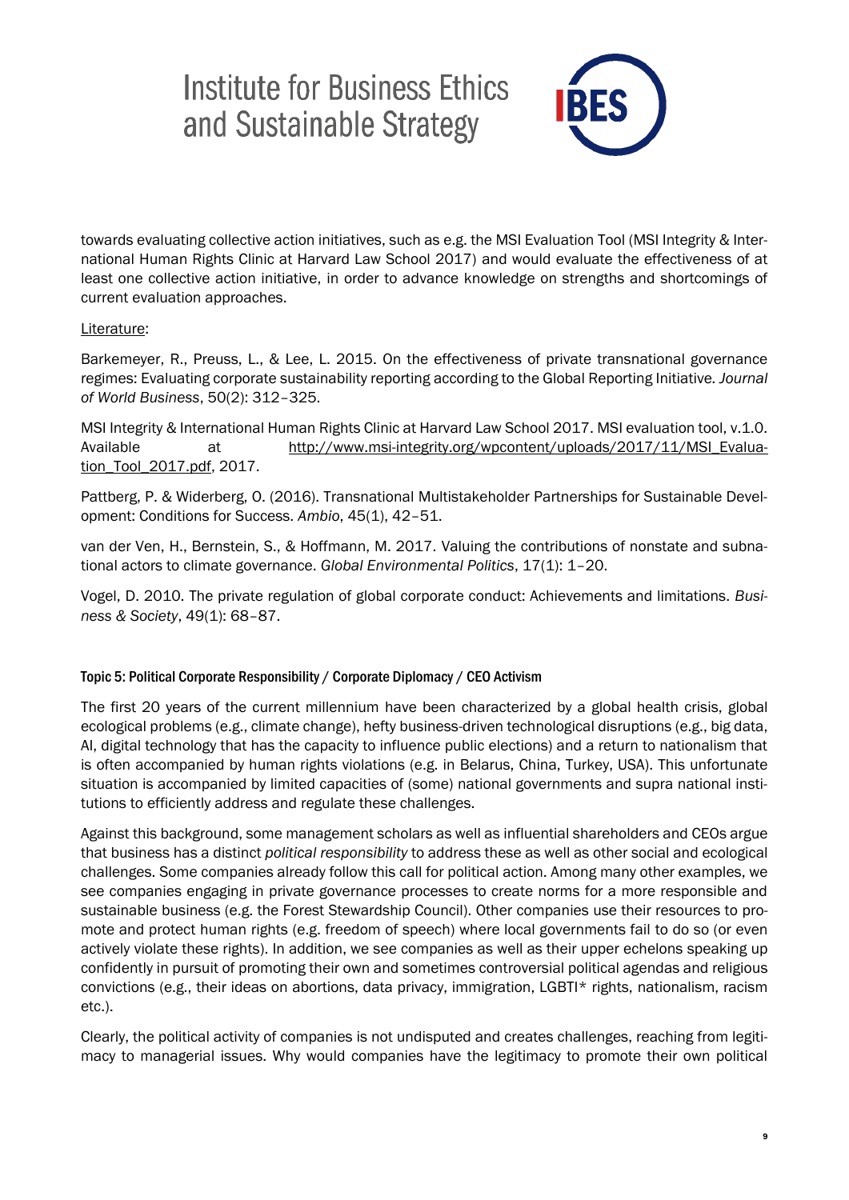towards evaluating collective action initiatives, such as e.g. the MSI Evaluation Tool (MSI Integrity & International Human Rights Clinic at Harvard Law School 2017) and would evaluate the effectiveness of at least one collective action initiative, in order to advance knowledge on strengths and shortcomings of current evaluation approaches.

Literature:

Barkemeyer, R., Preuss, L., & Lee, L. 2015. On the effectiveness of private transnational governance regimes: Evaluating corporate sustainability reporting according to the Global Reporting Initiative. *Journal of World Business*, 50(2): 312–325.

MSI Integrity & International Human Rights Clinic at Harvard Law School 2017. MSI evaluation tool, v.1.0. Available at http://www.msi-integrity.org/wpcontent/uploads/2017/11/MSI_Evaluation_Tool_2017.pdf, 2017.

Pattberg, P. & Widerberg, O. (2016). Transnational Multistakeholder Partnerships for Sustainable Development: Conditions for Success. *Ambio*, 45(1), 42–51.

van der Ven, H., Bernstein, S., & Hoffmann, M. 2017. Valuing the contributions of nonstate and subnational actors to climate governance. *Global Environmental Politics*, 17(1): 1–20.

Vogel, D. 2010. The private regulation of global corporate conduct: Achievements and limitations. *Business & Society*, 49(1): 68–87.

### Topic 5: Political Corporate Responsibility / Corporate Diplomacy / CEO Activism

The first 20 years of the current millennium have been characterized by a global health crisis, global ecological problems (e.g., climate change), hefty business-driven technological disruptions (e.g., big data, AI, digital technology that has the capacity to influence public elections) and a return to nationalism that is often accompanied by human rights violations (e.g. in Belarus, China, Turkey, USA). This unfortunate situation is accompanied by limited capacities of (some) national governments and supra national institutions to efficiently address and regulate these challenges.

Against this background, some management scholars as well as influential shareholders and CEOs argue that business has a distinct *political responsibility* to address these as well as other social and ecological challenges. Some companies already follow this call for political action. Among many other examples, we see companies engaging in private governance processes to create norms for a more responsible and sustainable business (e.g. the Forest Stewardship Council). Other companies use their resources to promote and protect human rights (e.g. freedom of speech) where local governments fail to do so (or even actively violate these rights). In addition, we see companies as well as their upper echelons speaking up confidently in pursuit of promoting their own and sometimes controversial political agendas and religious convictions (e.g., their ideas on abortions, data privacy, immigration, LGBTI* rights, nationalism, racism etc.).

Clearly, the political activity of companies is not undisputed and creates challenges, reaching from legitimacy to managerial issues. Why would companies have the legitimacy to promote their own political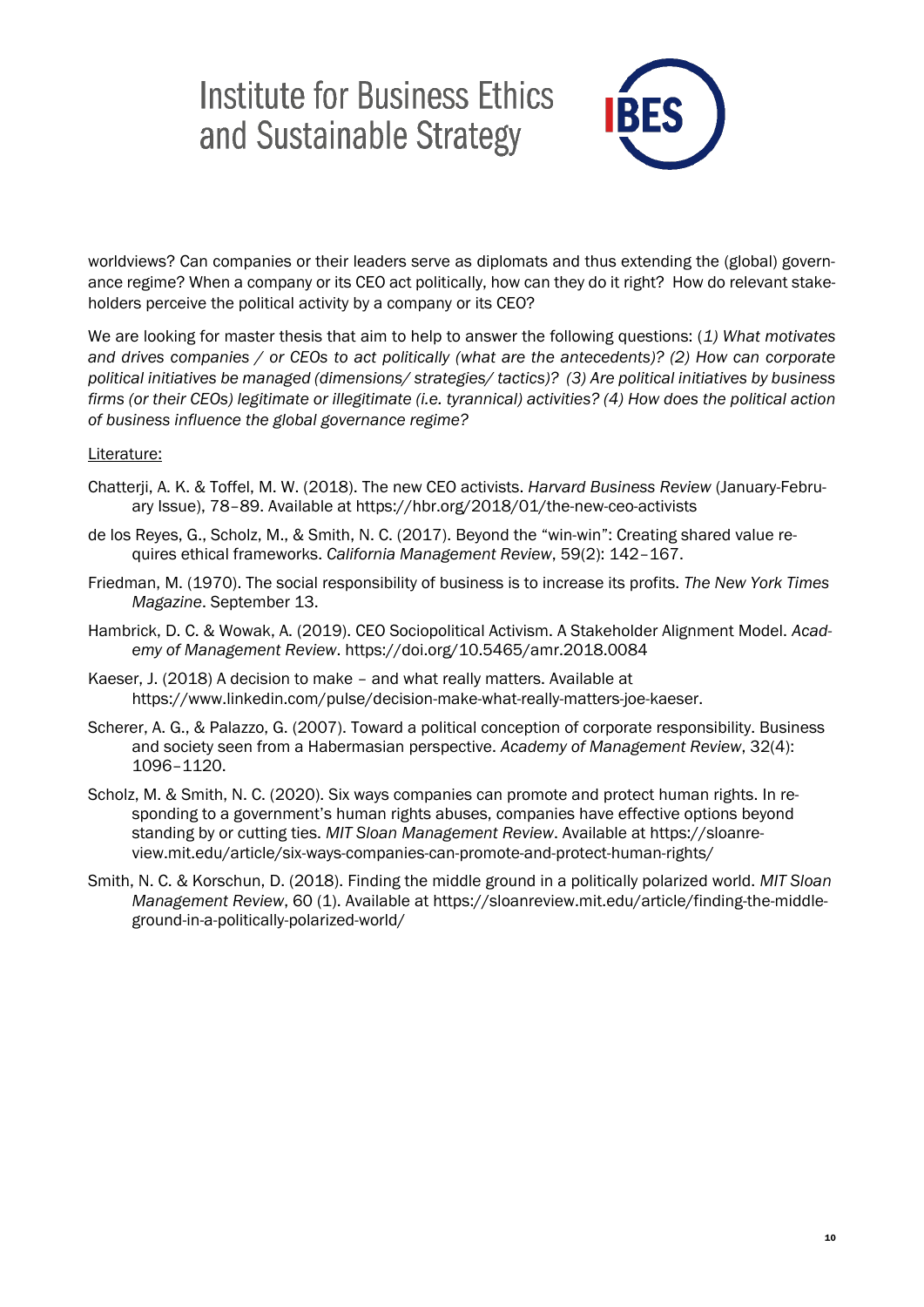worldviews? Can companies or their leaders serve as diplomats and thus extending the (global) governance regime? When a company or its CEO act politically, how can they do it right? How do relevant stakeholders perceive the political activity by a company or its CEO?

We are looking for master thesis that aim to help to answer the following questions: (*1) What motivates and drives companies / or CEOs to act politically (what are the antecedents)? (2) How can corporate political initiatives be managed (dimensions/ strategies/ tactics)? (3) Are political initiatives by business firms (or their CEOs) legitimate or illegitimate (i.e. tyrannical) activities? (4) How does the political action of business influence the global governance regime?*

<u>Literature:</u>

Chatterji, A. K. & Toffel, M. W. (2018). The new CEO activists. *Harvard Business Review* (January-February Issue), 78–89. Available at https://hbr.org/2018/01/the-new-ceo-activists

de los Reyes, G., Scholz, M., & Smith, N. C. (2017). Beyond the "win-win": Creating shared value requires ethical frameworks. *California Management Review*, 59(2): 142–167.

Friedman, M. (1970). The social responsibility of business is to increase its profits. *The New York Times Magazine*. September 13.

Hambrick, D. C. & Wowak, A. (2019). CEO Sociopolitical Activism. A Stakeholder Alignment Model. *Academy of Management Review*. https://doi.org/10.5465/amr.2018.0084

Kaeser, J. (2018) A decision to make – and what really matters. Available at https://www.linkedin.com/pulse/decision-make-what-really-matters-joe-kaeser.

Scherer, A. G., & Palazzo, G. (2007). Toward a political conception of corporate responsibility. Business and society seen from a Habermasian perspective. *Academy of Management Review*, 32(4): 1096–1120.

Scholz, M. & Smith, N. C. (2020). Six ways companies can promote and protect human rights. In responding to a government's human rights abuses, companies have effective options beyond standing by or cutting ties. *MIT Sloan Management Review*. Available at https://sloanreview.mit.edu/article/six-ways-companies-can-promote-and-protect-human-rights/

Smith, N. C. & Korschun, D. (2018). Finding the middle ground in a politically polarized world. *MIT Sloan Management Review*, 60 (1). Available at https://sloanreview.mit.edu/article/finding-the-middle-ground-in-a-politically-polarized-world/